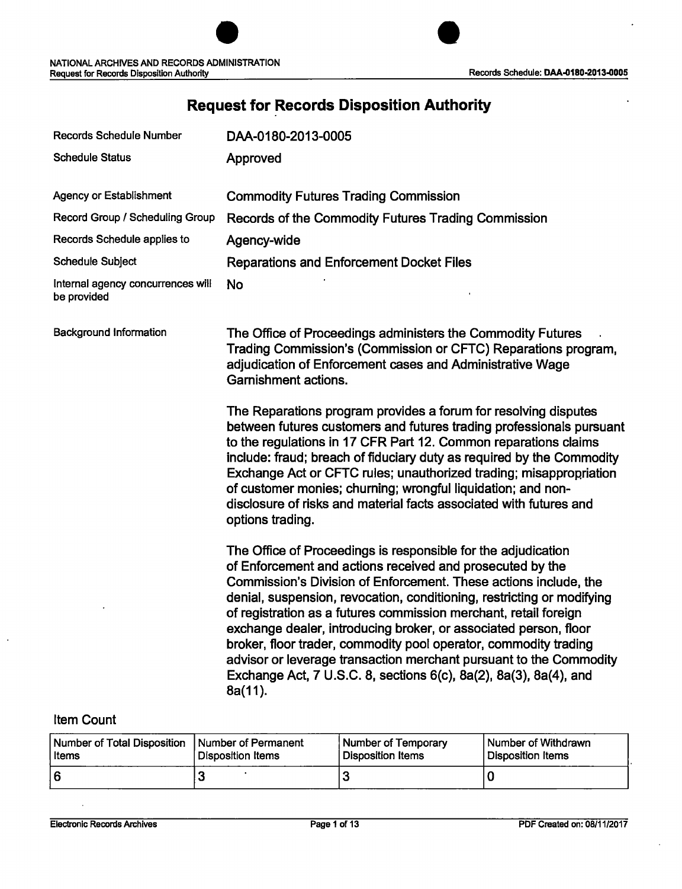# Request for Records Disposition Authority

| | |
|---|---|
| Records Schedule Number | DAA-0180-2013-0005 |
| Schedule Status | Approved |
| Agency or Establishment | Commodity Futures Trading Commission |
| Record Group / Scheduling Group | Records of the Commodity Futures Trading Commission |
| Records Schedule applies to | Agency-wide |
| Schedule Subject | Reparations and Enforcement Docket Files |
| Internal agency concurrences will be provided | No |

**Background Information**

The Office of Proceedings administers the Commodity Futures Trading Commission's (Commission or CFTC) Reparations program, adjudication of Enforcement cases and Administrative Wage Garnishment actions.

The Reparations program provides a forum for resolving disputes between futures customers and futures trading professionals pursuant to the regulations in 17 CFR Part 12. Common reparations claims include: fraud; breach of fiduciary duty as required by the Commodity Exchange Act or CFTC rules; unauthorized trading; misappropriation of customer monies; churning; wrongful liquidation; and non-disclosure of risks and material facts associated with futures and options trading.

The Office of Proceedings is responsible for the adjudication of Enforcement and actions received and prosecuted by the Commission's Division of Enforcement. These actions include, the denial, suspension, revocation, conditioning, restricting or modifying of registration as a futures commission merchant, retail foreign exchange dealer, introducing broker, or associated person, floor broker, floor trader, commodity pool operator, commodity trading advisor or leverage transaction merchant pursuant to the Commodity Exchange Act, 7 U.S.C. 8, sections 6(c), 8a(2), 8a(3), 8a(4), and 8a(11).

## Item Count

| Number of Total Disposition Items | Number of Permanent Disposition Items | Number of Temporary Disposition Items | Number of Withdrawn Disposition Items |
|---|---|---|---|
| 6 | 3 | 3 | 0 |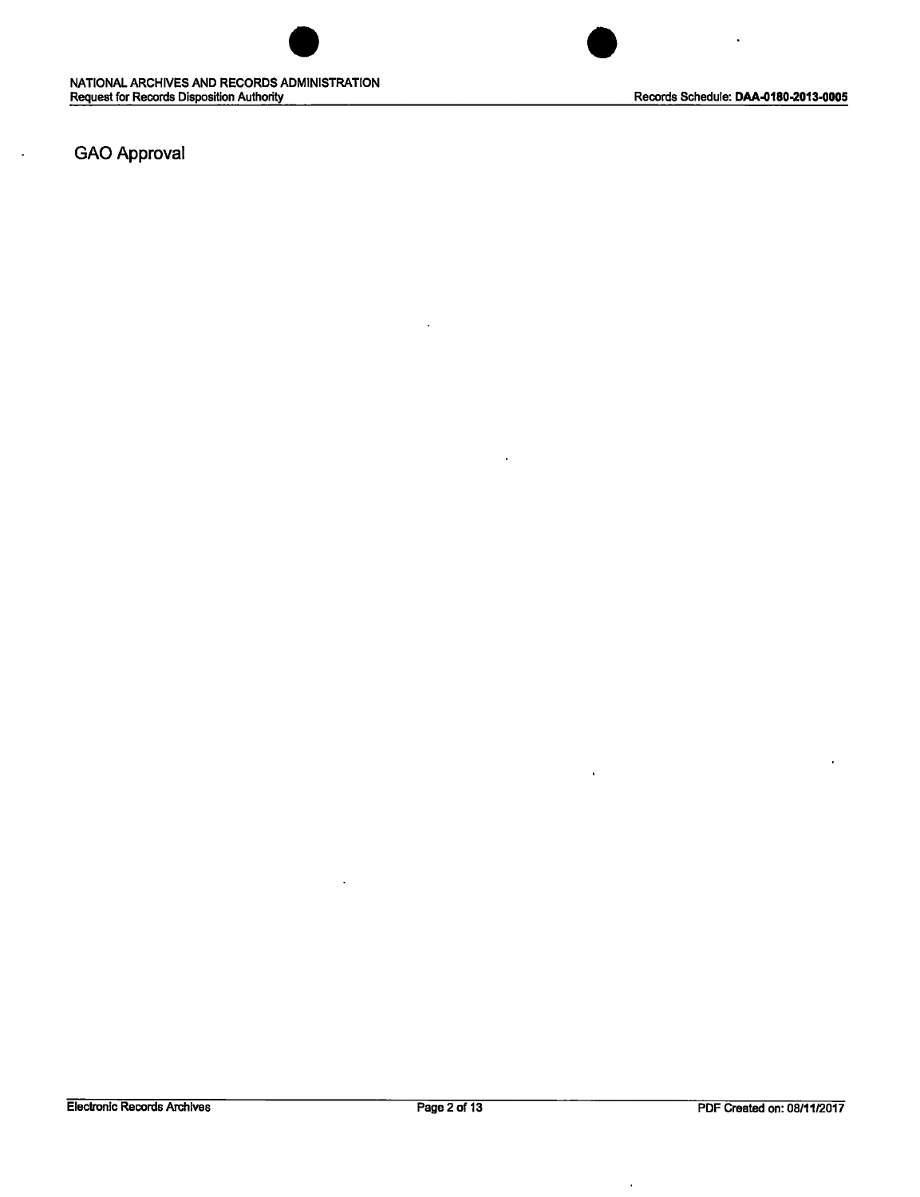## GAO Approval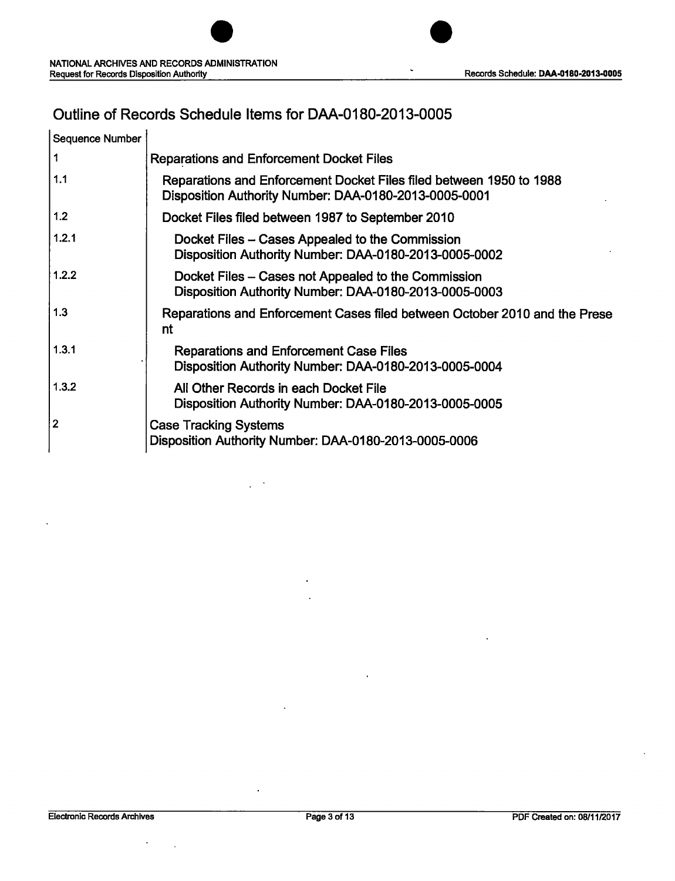## Outline of Records Schedule Items for DAA-0180-2013-0005

| Sequence Number | |
|---|---|
| 1 | Reparations and Enforcement Docket Files |
| 1.1 | Reparations and Enforcement Docket Files filed between 1950 to 1988<br>Disposition Authority Number: DAA-0180-2013-0005-0001 |
| 1.2 | Docket Files filed between 1987 to September 2010 |
| 1.2.1 | Docket Files – Cases Appealed to the Commission<br>Disposition Authority Number: DAA-0180-2013-0005-0002 |
| 1.2.2 | Docket Files – Cases not Appealed to the Commission<br>Disposition Authority Number: DAA-0180-2013-0005-0003 |
| 1.3 | Reparations and Enforcement Cases filed between October 2010 and the Prese nt |
| 1.3.1 | Reparations and Enforcement Case Files<br>Disposition Authority Number: DAA-0180-2013-0005-0004 |
| 1.3.2 | All Other Records in each Docket File<br>Disposition Authority Number: DAA-0180-2013-0005-0005 |
| 2 | Case Tracking Systems<br>Disposition Authority Number: DAA-0180-2013-0005-0006 |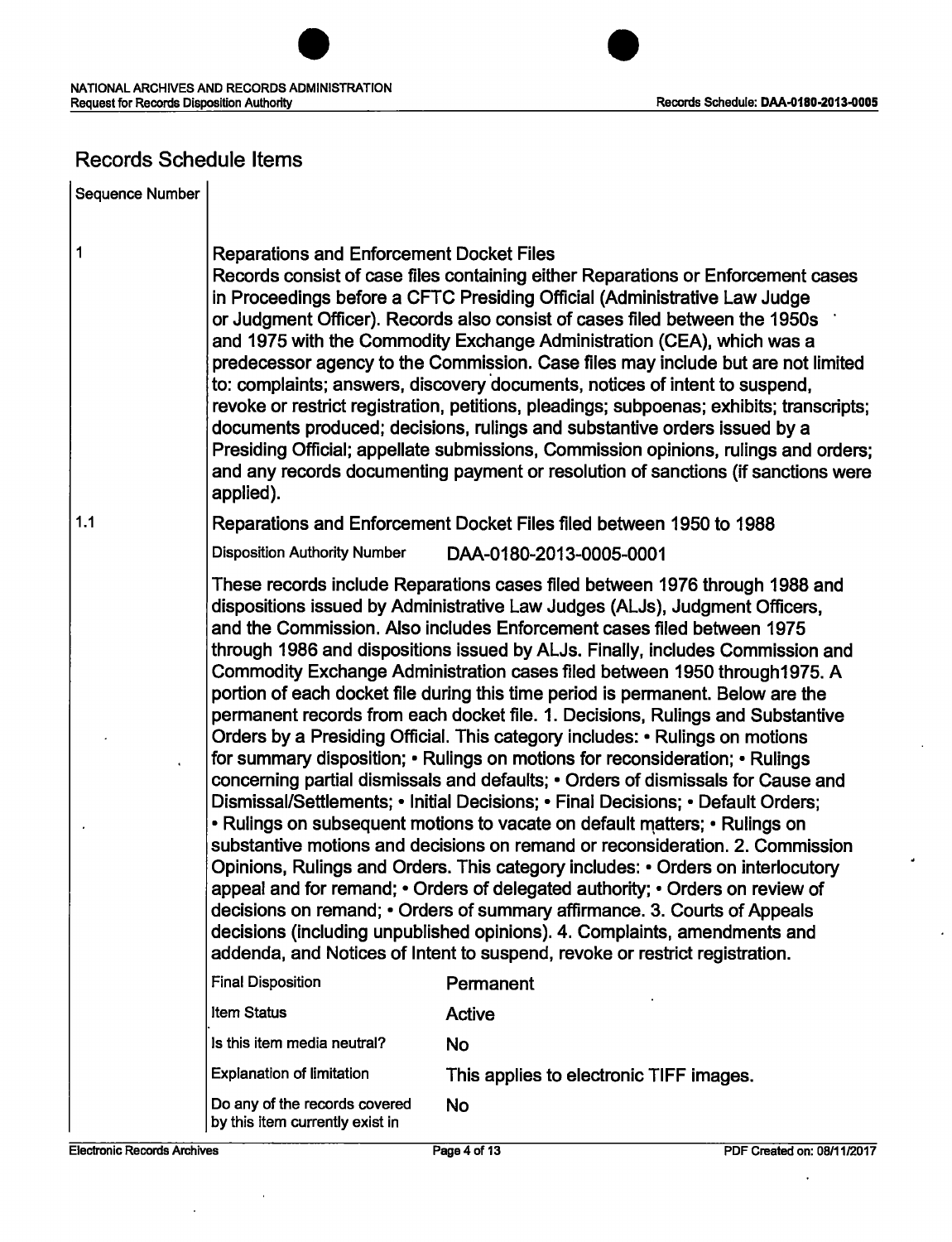## Records Schedule Items

| Sequence Number | |
|---|---|
| 1 | **Reparations and Enforcement Docket Files**<br>Records consist of case files containing either Reparations or Enforcement cases in Proceedings before a CFTC Presiding Official (Administrative Law Judge or Judgment Officer). Records also consist of cases filed between the 1950s and 1975 with the Commodity Exchange Administration (CEA), which was a predecessor agency to the Commission. Case files may include but are not limited to: complaints; answers, discovery documents, notices of intent to suspend, revoke or restrict registration, petitions, pleadings; subpoenas; exhibits; transcripts; documents produced; decisions, rulings and substantive orders issued by a Presiding Official; appellate submissions, Commission opinions, rulings and orders; and any records documenting payment or resolution of sanctions (if sanctions were applied). |
| 1.1 | **Reparations and Enforcement Docket Files filed between 1950 to 1988** |

| | |
|---|---|
| Disposition Authority Number | DAA-0180-2013-0005-0001 |

These records include Reparations cases filed between 1976 through 1988 and dispositions issued by Administrative Law Judges (ALJs), Judgment Officers, and the Commission. Also includes Enforcement cases filed between 1975 through 1986 and dispositions issued by ALJs. Finally, includes Commission and Commodity Exchange Administration cases filed between 1950 through1975. A portion of each docket file during this time period is permanent. Below are the permanent records from each docket file. 1. Decisions, Rulings and Substantive Orders by a Presiding Official. This category includes: • Rulings on motions for summary disposition; • Rulings on motions for reconsideration; • Rulings concerning partial dismissals and defaults; • Orders of dismissals for Cause and Dismissal/Settlements; • Initial Decisions; • Final Decisions; • Default Orders; • Rulings on subsequent motions to vacate on default matters; • Rulings on substantive motions and decisions on remand or reconsideration. 2. Commission Opinions, Rulings and Orders. This category includes: • Orders on interlocutory appeal and for remand; • Orders of delegated authority; • Orders on review of decisions on remand; • Orders of summary affirmance. 3. Courts of Appeals decisions (including unpublished opinions). 4. Complaints, amendments and addenda, and Notices of Intent to suspend, revoke or restrict registration.

| | |
|---|---|
| Final Disposition | Permanent |
| Item Status | Active |
| Is this item media neutral? | No |
| Explanation of limitation | This applies to electronic TIFF images. |
| Do any of the records covered by this item currently exist in | No |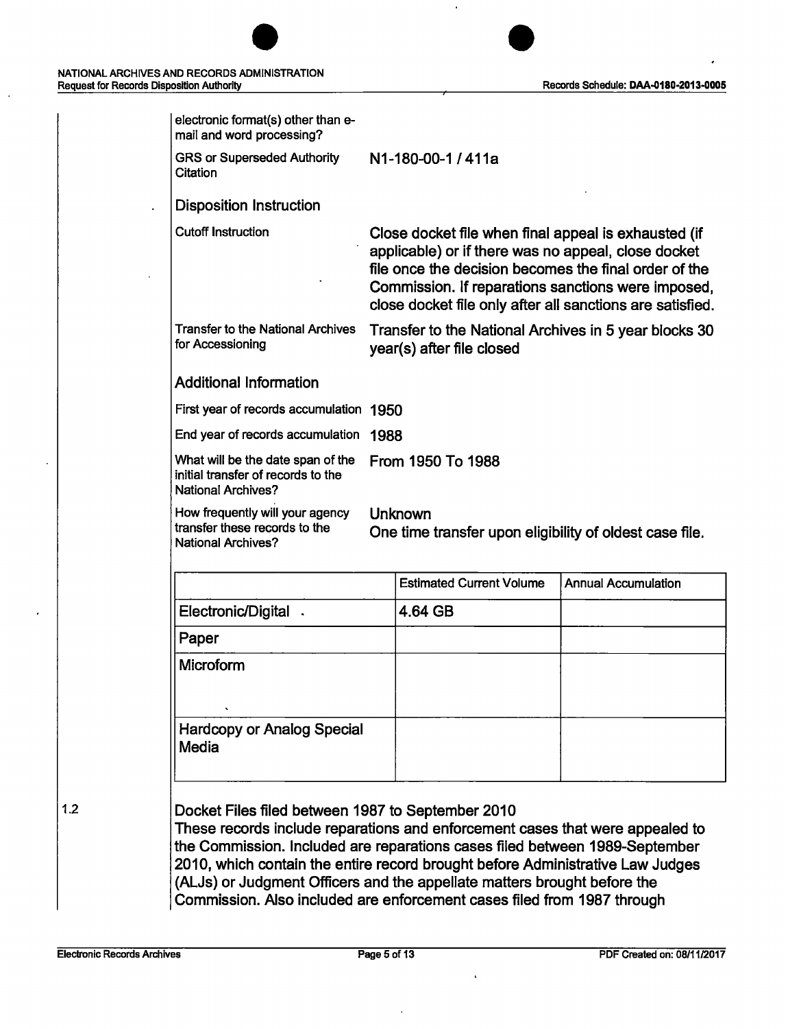| | |
|---|---|
| electronic format(s) other than e-mail and word processing? | |
| GRS or Superseded Authority Citation | N1-180-00-1 / 411a |

### Disposition Instruction

| | |
|---|---|
| Cutoff Instruction | Close docket file when final appeal is exhausted (if applicable) or if there was no appeal, close docket file once the decision becomes the final order of the Commission. If reparations sanctions were imposed, close docket file only after all sanctions are satisfied. |
| Transfer to the National Archives for Accessioning | Transfer to the National Archives in 5 year blocks 30 year(s) after file closed |

### Additional Information

| | |
|---|---|
| First year of records accumulation | 1950 |
| End year of records accumulation | 1988 |
| What will be the date span of the initial transfer of records to the National Archives? | From 1950 To 1988 |
| How frequently will your agency transfer these records to the National Archives? | Unknown<br>One time transfer upon eligibility of oldest case file. |

| | Estimated Current Volume | Annual Accumulation |
|---|---|---|
| Electronic/Digital | 4.64 GB | |
| Paper | | |
| Microform | | |
| Hardcopy or Analog Special Media | | |

1.2 Docket Files filed between 1987 to September 2010

These records include reparations and enforcement cases that were appealed to the Commission. Included are reparations cases filed between 1989-September 2010, which contain the entire record brought before Administrative Law Judges (ALJs) or Judgment Officers and the appellate matters brought before the Commission. Also included are enforcement cases filed from 1987 through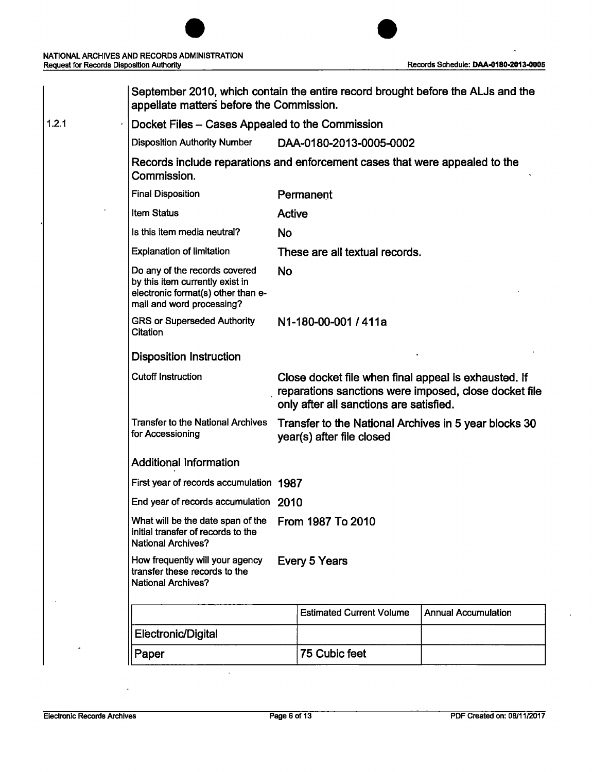September 2010, which contain the entire record brought before the ALJs and the appellate matters before the Commission.

### 1.2.1 Docket Files – Cases Appealed to the Commission

| | |
|---|---|
| Disposition Authority Number | DAA-0180-2013-0005-0002 |

Records include reparations and enforcement cases that were appealed to the Commission.

| | |
|---|---|
| Final Disposition | Permanent |
| Item Status | Active |
| Is this item media neutral? | No |
| Explanation of limitation | These are all textual records. |
| Do any of the records covered by this item currently exist in electronic format(s) other than e-mail and word processing? | No |
| GRS or Superseded Authority Citation | N1-180-00-001 / 411a |

#### Disposition Instruction

| | |
|---|---|
| Cutoff Instruction | Close docket file when final appeal is exhausted. If reparations sanctions were imposed, close docket file only after all sanctions are satisfied. |
| Transfer to the National Archives for Accessioning | Transfer to the National Archives in 5 year blocks 30 year(s) after file closed |

#### Additional Information

| | |
|---|---|
| First year of records accumulation | 1987 |
| End year of records accumulation | 2010 |
| What will be the date span of the initial transfer of records to the National Archives? | From 1987 To 2010 |
| How frequently will your agency transfer these records to the National Archives? | Every 5 Years |

| | Estimated Current Volume | Annual Accumulation |
|---|---|---|
| Electronic/Digital | | |
| Paper | 75 Cubic feet | |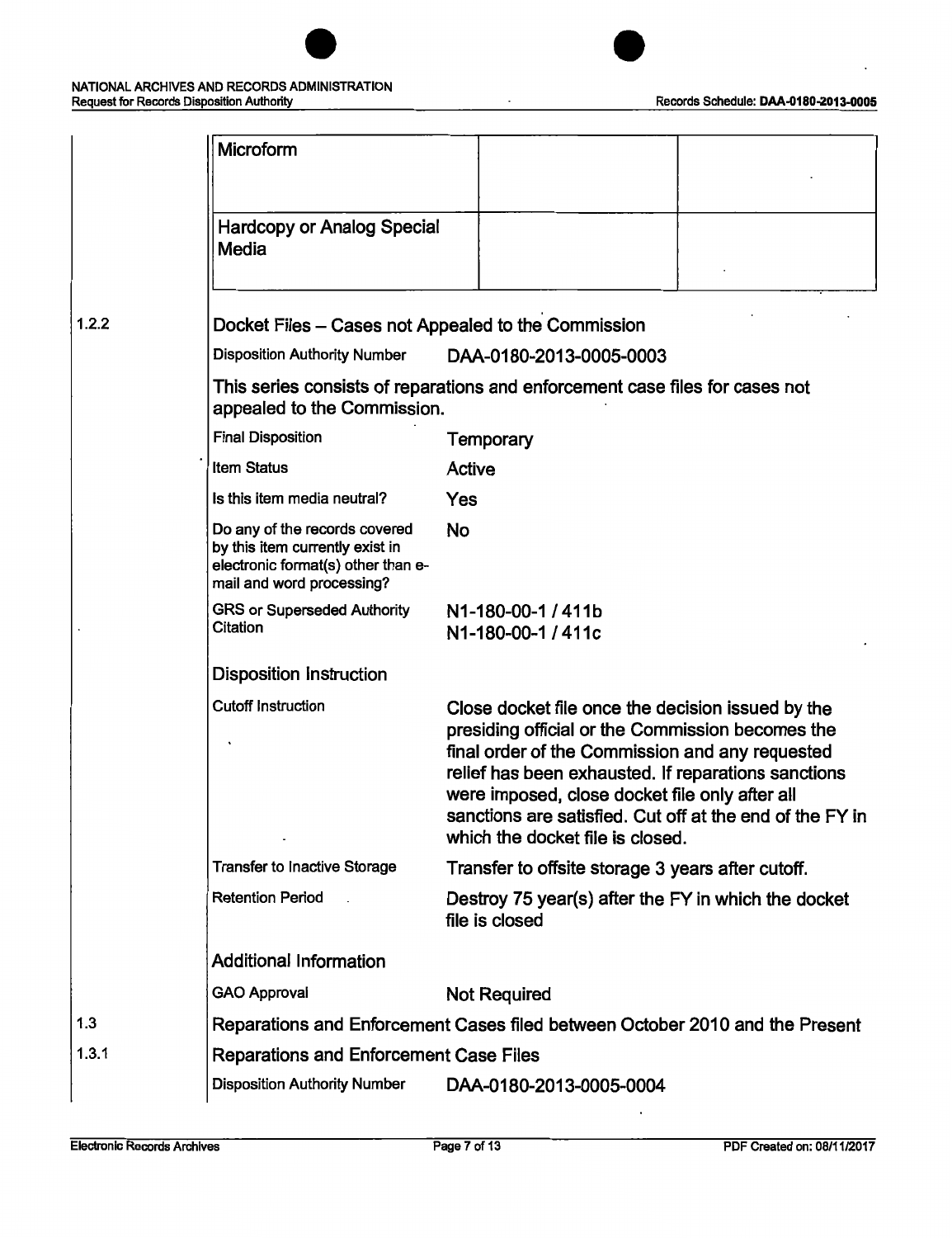| Microform | | |
|---|---|---|
| Hardcopy or Analog Special Media | | |

1.2.2

### Docket Files – Cases not Appealed to the Commission

| | |
|---|---|
| Disposition Authority Number | DAA-0180-2013-0005-0003 |

This series consists of reparations and enforcement case files for cases not appealed to the Commission.

| | |
|---|---|
| Final Disposition | Temporary |
| Item Status | Active |
| Is this item media neutral? | Yes |
| Do any of the records covered by this item currently exist in electronic format(s) other than e-mail and word processing? | No |
| GRS or Superseded Authority Citation | N1-180-00-1 / 411b<br>N1-180-00-1 / 411c |

#### Disposition Instruction

| | |
|---|---|
| Cutoff Instruction | Close docket file once the decision issued by the presiding official or the Commission becomes the final order of the Commission and any requested relief has been exhausted. If reparations sanctions were imposed, close docket file only after all sanctions are satisfied. Cut off at the end of the FY in which the docket file is closed. |
| Transfer to Inactive Storage | Transfer to offsite storage 3 years after cutoff. |
| Retention Period | Destroy 75 year(s) after the FY in which the docket file is closed |

#### Additional Information

| | |
|---|---|
| GAO Approval | Not Required |

1.3

### Reparations and Enforcement Cases filed between October 2010 and the Present

1.3.1

### Reparations and Enforcement Case Files

| | |
|---|---|
| Disposition Authority Number | DAA-0180-2013-0005-0004 |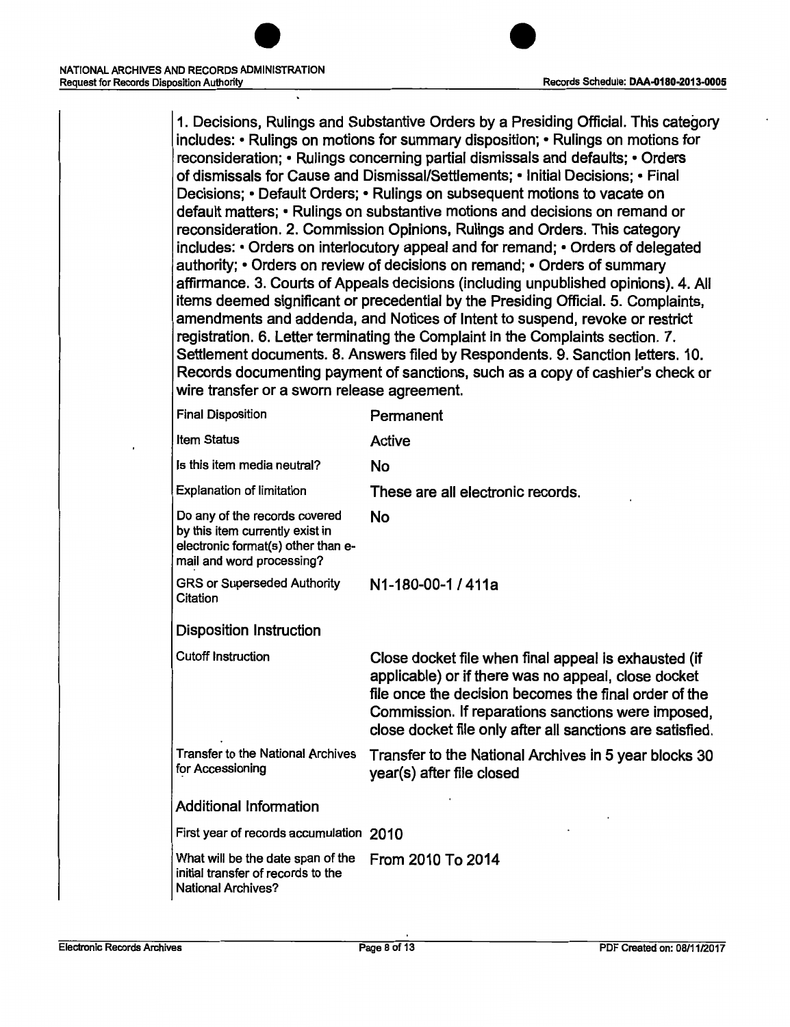1. Decisions, Rulings and Substantive Orders by a Presiding Official. This category includes: • Rulings on motions for summary disposition; • Rulings on motions for reconsideration; • Rulings concerning partial dismissals and defaults; • Orders of dismissals for Cause and Dismissal/Settlements; • Initial Decisions; • Final Decisions; • Default Orders; • Rulings on subsequent motions to vacate on default matters; • Rulings on substantive motions and decisions on remand or reconsideration. 2. Commission Opinions, Rulings and Orders. This category includes: • Orders on interlocutory appeal and for remand; • Orders of delegated authority; • Orders on review of decisions on remand; • Orders of summary affirmance. 3. Courts of Appeals decisions (including unpublished opinions). 4. All items deemed significant or precedential by the Presiding Official. 5. Complaints, amendments and addenda, and Notices of Intent to suspend, revoke or restrict registration. 6. Letter terminating the Complaint in the Complaints section. 7. Settlement documents. 8. Answers filed by Respondents. 9. Sanction letters. 10. Records documenting payment of sanctions, such as a copy of cashier's check or wire transfer or a sworn release agreement.

| | |
|---|---|
| Final Disposition | Permanent |
| Item Status | Active |
| Is this item media neutral? | No |
| Explanation of limitation | These are all electronic records. |
| Do any of the records covered by this item currently exist in electronic format(s) other than e-mail and word processing? | No |
| GRS or Superseded Authority Citation | N1-180-00-1 / 411a |

## Disposition Instruction

| | |
|---|---|
| Cutoff Instruction | Close docket file when final appeal is exhausted (if applicable) or if there was no appeal, close docket file once the decision becomes the final order of the Commission. If reparations sanctions were imposed, close docket file only after all sanctions are satisfied. |
| Transfer to the National Archives for Accessioning | Transfer to the National Archives in 5 year blocks 30 year(s) after file closed |

## Additional Information

| | |
|---|---|
| First year of records accumulation | 2010 |
| What will be the date span of the initial transfer of records to the National Archives? | From 2010 To 2014 |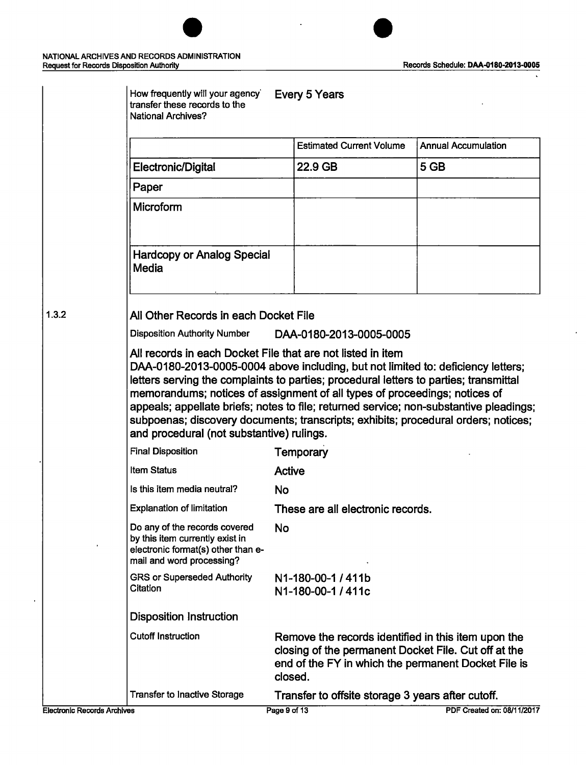How frequently will your agency transfer these records to the National Archives? | Every 5 Years

| | Estimated Current Volume | Annual Accumulation |
|---|---|---|
| Electronic/Digital | 22.9 GB | 5 GB |
| Paper | | |
| Microform | | |
| Hardcopy or Analog Special Media | | |

## 1.3.2 All Other Records in each Docket File

Disposition Authority Number: DAA-0180-2013-0005-0005

All records in each Docket File that are not listed in item DAA-0180-2013-0005-0004 above including, but not limited to: deficiency letters; letters serving the complaints to parties; procedural letters to parties; transmittal memorandums; notices of assignment of all types of proceedings; notices of appeals; appellate briefs; notes to file; returned service; non-substantive pleadings; subpoenas; discovery documents; transcripts; exhibits; procedural orders; notices; and procedural (not substantive) rulings.

| | |
|---|---|
| Final Disposition | Temporary |
| Item Status | Active |
| Is this item media neutral? | No |
| Explanation of limitation | These are all electronic records. |
| Do any of the records covered by this item currently exist in electronic format(s) other than e-mail and word processing? | No |
| GRS or Superseded Authority Citation | N1-180-00-1 / 411b<br>N1-180-00-1 / 411c |

### Disposition Instruction

| | |
|---|---|
| Cutoff Instruction | Remove the records identified in this item upon the closing of the permanent Docket File. Cut off at the end of the FY in which the permanent Docket File is closed. |
| Transfer to Inactive Storage | Transfer to offsite storage 3 years after cutoff. |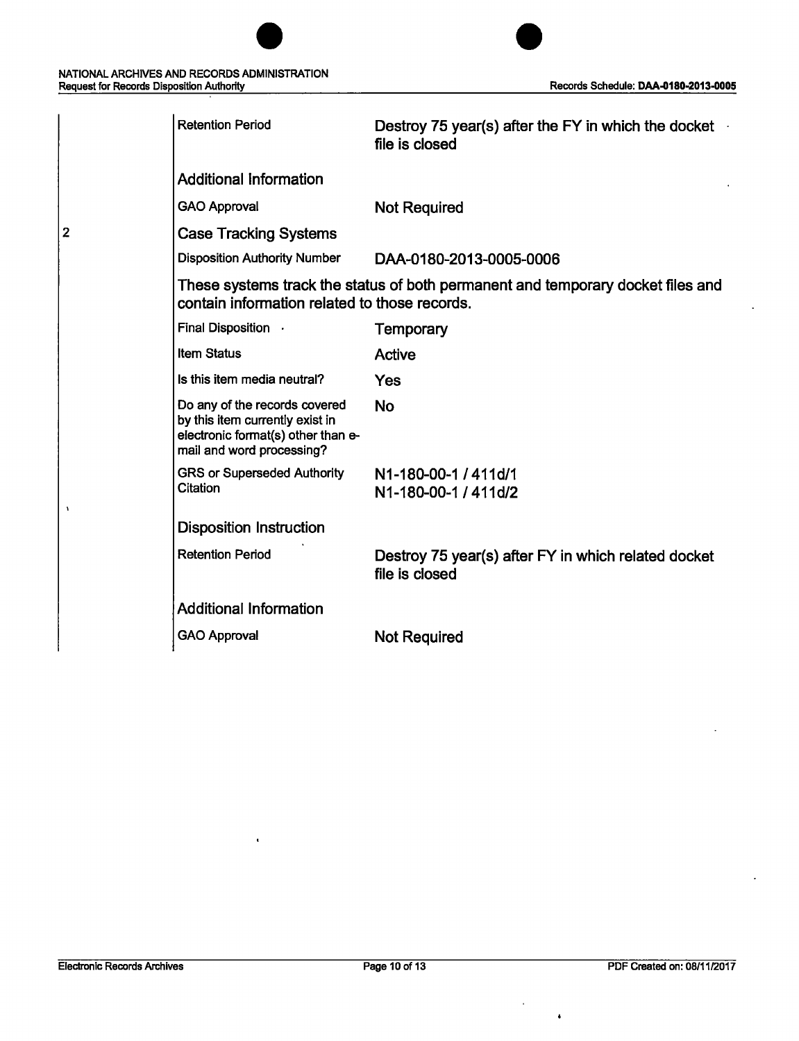| | | |
|---|---|---|
| | Retention Period | Destroy 75 year(s) after the FY in which the docket file is closed |
| | **Additional Information** | |
| | GAO Approval | Not Required |
| 2 | **Case Tracking Systems** | |
| | Disposition Authority Number | DAA-0180-2013-0005-0006 |
| | These systems track the status of both permanent and temporary docket files and contain information related to those records. | |
| | Final Disposition | Temporary |
| | Item Status | Active |
| | Is this item media neutral? | Yes |
| | Do any of the records covered by this item currently exist in electronic format(s) other than e-mail and word processing? | No |
| | GRS or Superseded Authority Citation | N1-180-00-1 / 411d/1<br>N1-180-00-1 / 411d/2 |
| | **Disposition Instruction** | |
| | Retention Period | Destroy 75 year(s) after FY in which related docket file is closed |
| | **Additional Information** | |
| | GAO Approval | Not Required |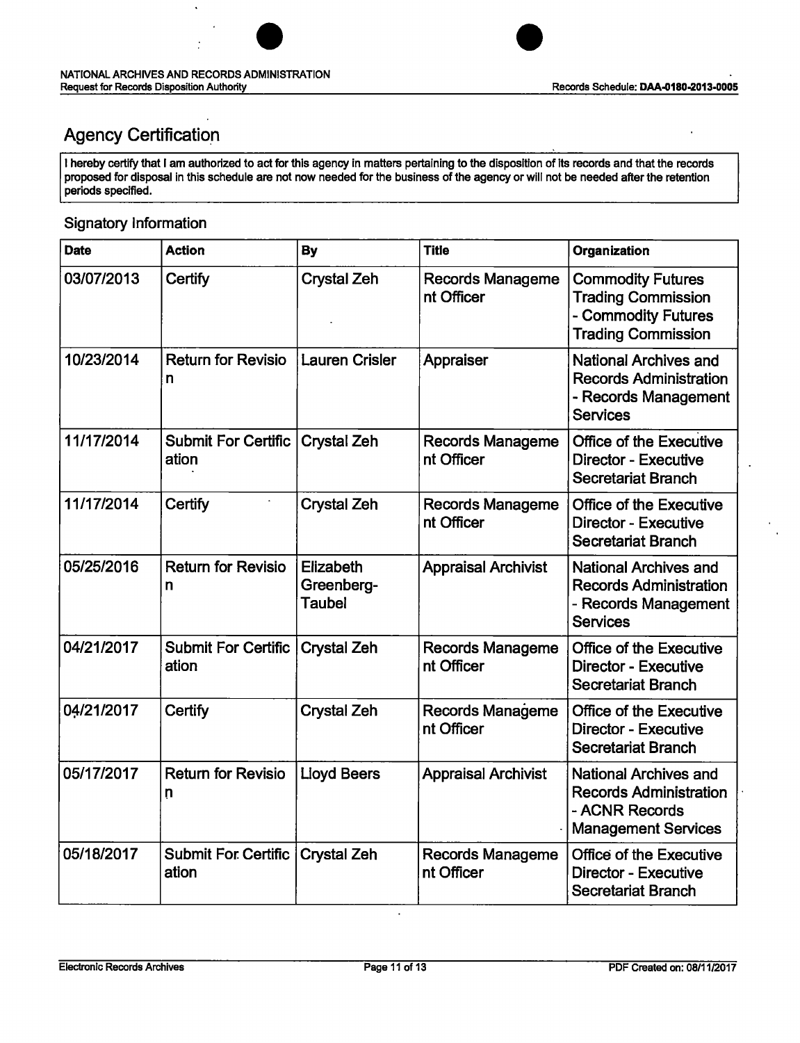## Agency Certification

I hereby certify that I am authorized to act for this agency in matters pertaining to the disposition of its records and that the records proposed for disposal in this schedule are not now needed for the business of the agency or will not be needed after the retention periods specified.

### Signatory Information

| Date | Action | By | Title | Organization |
|---|---|---|---|---|
| 03/07/2013 | Certify | Crystal Zeh | Records Management Officer | Commodity Futures Trading Commission - Commodity Futures Trading Commission |
| 10/23/2014 | Return for Revision | Lauren Crisler | Appraiser | National Archives and Records Administration - Records Management Services |
| 11/17/2014 | Submit For Certification | Crystal Zeh | Records Management Officer | Office of the Executive Director - Executive Secretariat Branch |
| 11/17/2014 | Certify | Crystal Zeh | Records Management Officer | Office of the Executive Director - Executive Secretariat Branch |
| 05/25/2016 | Return for Revision | Elizabeth Greenberg-Taubel | Appraisal Archivist | National Archives and Records Administration - Records Management Services |
| 04/21/2017 | Submit For Certification | Crystal Zeh | Records Management Officer | Office of the Executive Director - Executive Secretariat Branch |
| 04/21/2017 | Certify | Crystal Zeh | Records Management Officer | Office of the Executive Director - Executive Secretariat Branch |
| 05/17/2017 | Return for Revision | Lloyd Beers | Appraisal Archivist | National Archives and Records Administration - ACNR Records Management Services |
| 05/18/2017 | Submit For Certification | Crystal Zeh | Records Management Officer | Office of the Executive Director - Executive Secretariat Branch |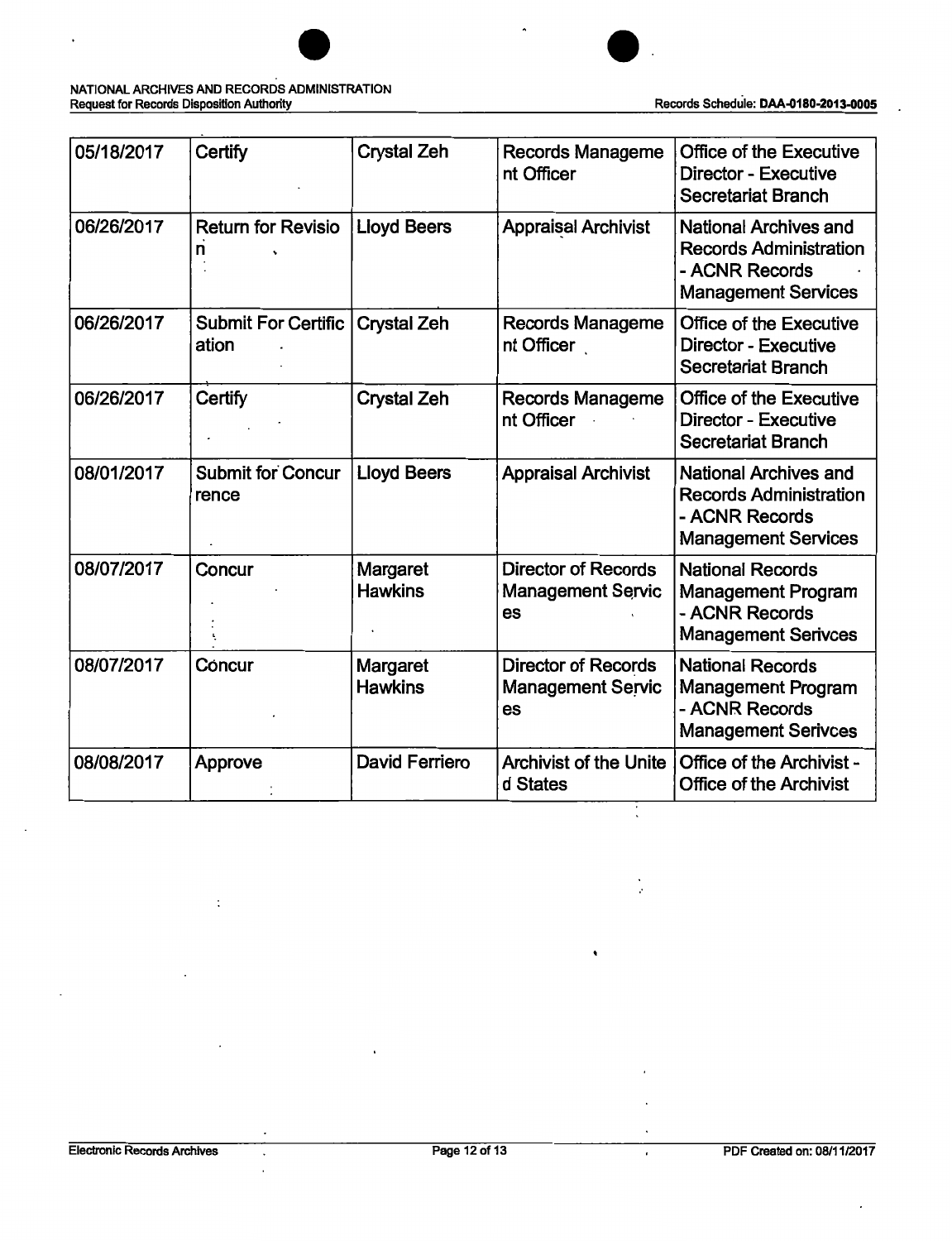| | | | | |
|---|---|---|---|---|
| 05/18/2017 | Certify | Crystal Zeh | Records Management Officer | Office of the Executive Director - Executive Secretariat Branch |
| 06/26/2017 | Return for Revision | Lloyd Beers | Appraisal Archivist | National Archives and Records Administration - ACNR Records Management Services |
| 06/26/2017 | Submit For Certification | Crystal Zeh | Records Management Officer | Office of the Executive Director - Executive Secretariat Branch |
| 06/26/2017 | Certify | Crystal Zeh | Records Management Officer | Office of the Executive Director - Executive Secretariat Branch |
| 08/01/2017 | Submit for Concurrence | Lloyd Beers | Appraisal Archivist | National Archives and Records Administration - ACNR Records Management Services |
| 08/07/2017 | Concur | Margaret Hawkins | Director of Records Management Services | National Records Management Program - ACNR Records Management Serivces |
| 08/07/2017 | Concur | Margaret Hawkins | Director of Records Management Services | National Records Management Program - ACNR Records Management Serivces |
| 08/08/2017 | Approve | David Ferriero | Archivist of the United States | Office of the Archivist - Office of the Archivist |